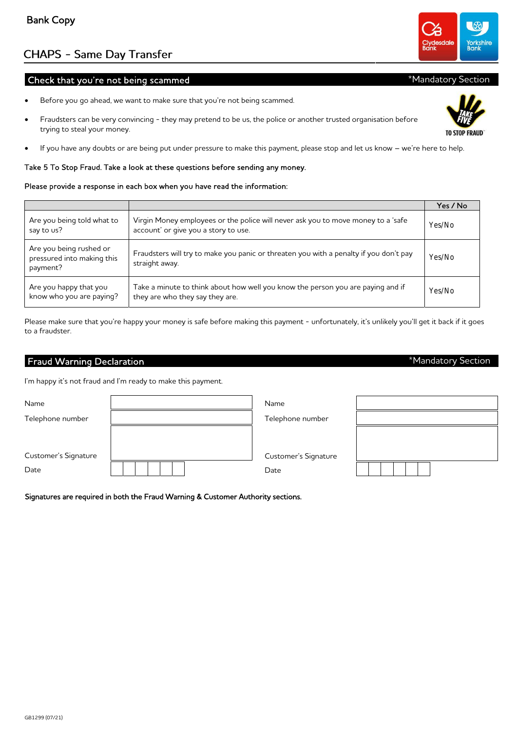Bank Copy

# CHAPS - Same Day Transfer

## Check that you're not being scammed

*Mandatory Section

- Before you go ahead, we want to make sure that you're not being scammed.
- Fraudsters can be very convincing - they may pretend to be us, the police or another trusted organisation before trying to steal your money.
- If you have any doubts or are being put under pressure to make this payment, please stop and let us know – we're here to help.

Take 5 To Stop Fraud. Take a look at these questions before sending any money.

Please provide a response in each box when you have read the information:

| | | Yes / No |
|---|---|---|
| Are you being told what to say to us? | Virgin Money employees or the police will never ask you to move money to a 'safe account' or give you a story to use. | Yes/No |
| Are you being rushed or pressured into making this payment? | Fraudsters will try to make you panic or threaten you with a penalty if you don't pay straight away. | Yes/No |
| Are you happy that you know who you are paying? | Take a minute to think about how well you know the person you are paying and if they are who they say they are. | Yes/No |

Please make sure that you're happy your money is safe before making this payment - unfortunately, it's unlikely you'll get it back if it goes to a fraudster.

## Fraud Warning Declaration

*Mandatory Section

I'm happy it's not fraud and I'm ready to make this payment.

| | | | |
|---|---|---|---|
| Name | | Name | |
| Telephone number | | Telephone number | |
| Customer's Signature | | Customer's Signature | |
| Date | | Date | |

**Signatures are required in both the Fraud Warning & Customer Authority sections.**

GB1299 (07/21)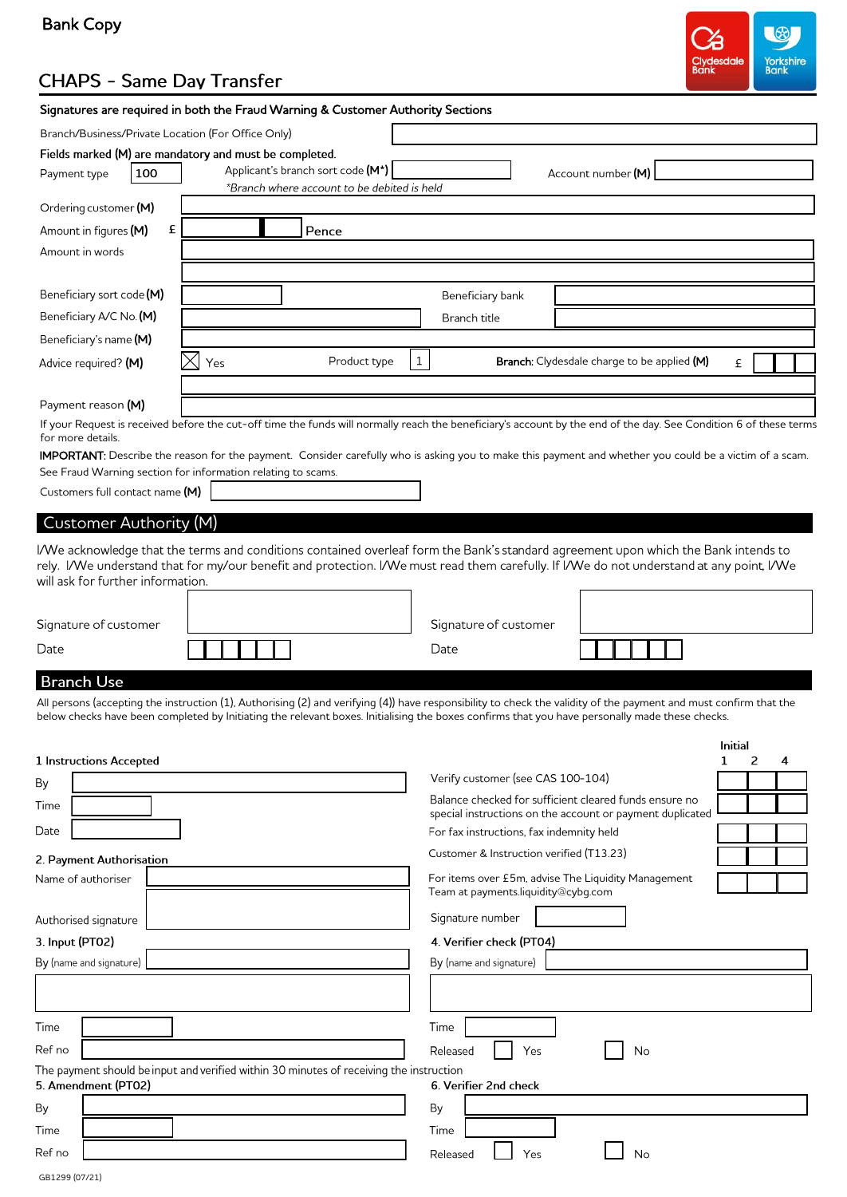Bank Copy

# CHAPS – Same Day Transfer

Clydesdale Bank | Yorkshire Bank

**Signatures are required in both the Fraud Warning & Customer Authority Sections**

Branch/Business/Private Location (For Office Only)

**Fields marked (M) are mandatory and must be completed.**

Payment type: 100

Applicant's branch sort code **(M*)**

*\*Branch where account to be debited is held*

Account number **(M)**

Ordering customer **(M)**

Amount in figures **(M)** £ Pence

Amount in words

Beneficiary sort code **(M)**

Beneficiary bank

Beneficiary A/C No. **(M)**

Branch title

Beneficiary's name **(M)**

Advice required? **(M)** ☒ Yes

Product type: 1

**Branch:** Clydesdale charge to be applied **(M)** £

Payment reason **(M)**

If your Request is received before the cut-off time the funds will normally reach the beneficiary's account by the end of the day. See Condition 6 of these terms for more details.

**IMPORTANT:** Describe the reason for the payment. Consider carefully who is asking you to make this payment and whether you could be a victim of a scam. See Fraud Warning section for information relating to scams.

Customers full contact name **(M)**

## Customer Authority (M)

I/We acknowledge that the terms and conditions contained overleaf form the Bank's standard agreement upon which the Bank intends to rely. I/We understand that for my/our benefit and protection. I/We must read them carefully. If I/We do not understand at any point, I/We will ask for further information.

Signature of customer

Date

Signature of customer

Date

## Branch Use

All persons (accepting the instruction (1), Authorising (2) and verifying (4)) have responsibility to check the validity of the payment and must confirm that the below checks have been completed by Initiating the relevant boxes. Initialising the boxes confirms that you have personally made these checks.

**1 Instructions Accepted**

By

Time

Date

| Check | Initial 1 | Initial 2 | Initial 4 |
|---|---|---|---|
| Verify customer (see CAS 100-104) | | | |
| Balance checked for sufficient cleared funds ensure no special instructions on the account or payment duplicated | | | |
| For fax instructions, fax indemnity held | | | |
| Customer & Instruction verified (T13.23) | | | |
| For items over £5m, advise The Liquidity Management Team at payments.liquidity@cybg.com | | | |

**2. Payment Authorisation**

Name of authoriser

Authorised signature

Signature number

**3. Input (PT02)**

By (name and signature)

Time

Ref no

**4. Verifier check (PT04)**

By (name and signature)

Time

Released ☐ Yes ☐ No

The payment should be input and verified within 30 minutes of receiving the instruction

**5. Amendment (PT02)**

By

Time

Ref no

**6. Verifier 2nd check**

By

Time

Released ☐ Yes ☐ No

GB1299 (07/21)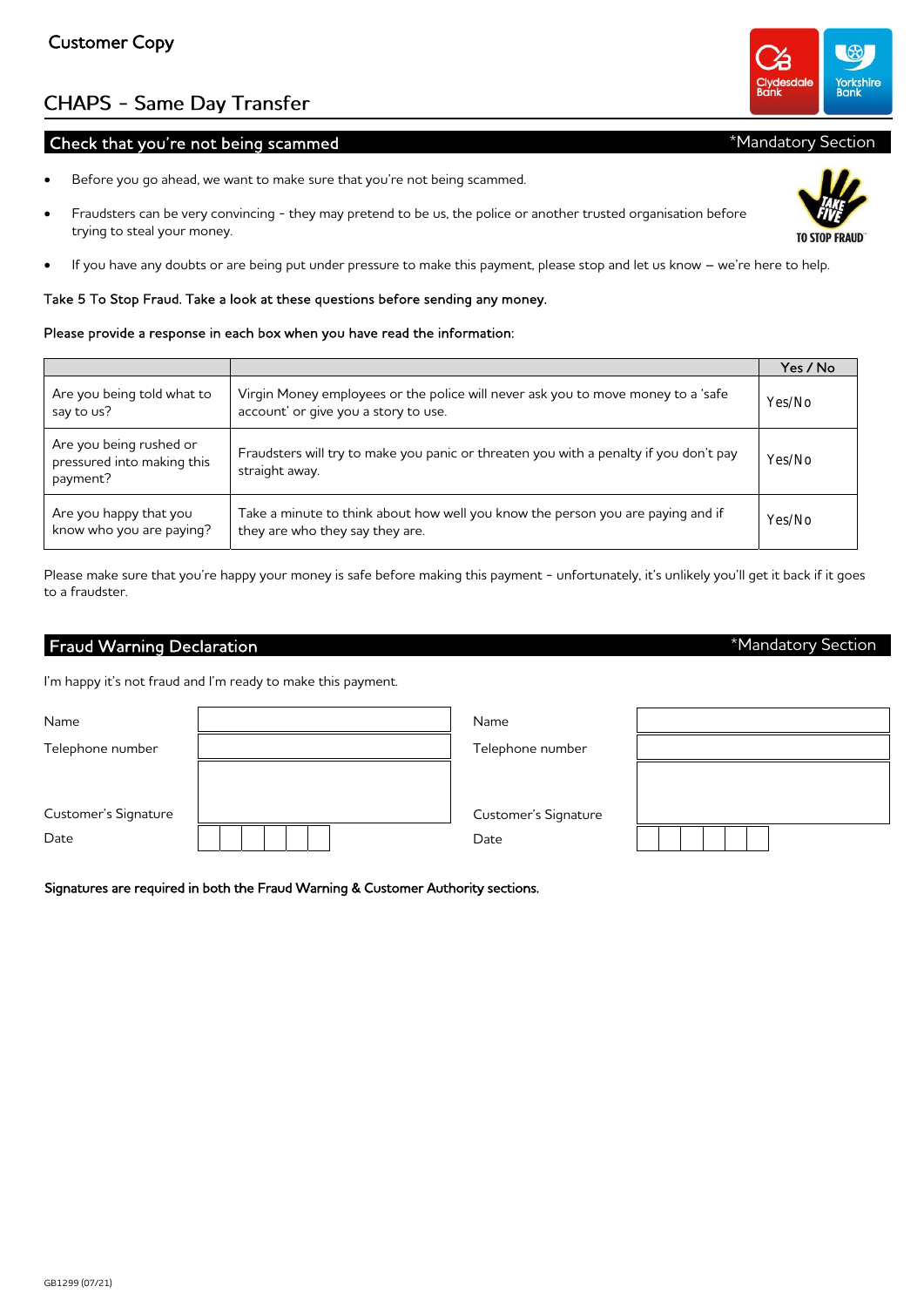Customer Copy

# CHAPS - Same Day Transfer

## Check that you're not being scammed

*Mandatory Section

- Before you go ahead, we want to make sure that you're not being scammed.
- Fraudsters can be very convincing - they may pretend to be us, the police or another trusted organisation before trying to steal your money.
- If you have any doubts or are being put under pressure to make this payment, please stop and let us know – we're here to help.

TAKE FIVE TO STOP FRAUD

Take 5 To Stop Fraud. Take a look at these questions before sending any money.

Please provide a response in each box when you have read the information:

| | | Yes / No |
|---|---|---|
| Are you being told what to say to us? | Virgin Money employees or the police will never ask you to move money to a 'safe account' or give you a story to use. | Yes/No |
| Are you being rushed or pressured into making this payment? | Fraudsters will try to make you panic or threaten you with a penalty if you don't pay straight away. | Yes/No |
| Are you happy that you know who you are paying? | Take a minute to think about how well you know the person you are paying and if they are who they say they are. | Yes/No |

Please make sure that you're happy your money is safe before making this payment - unfortunately, it's unlikely you'll get it back if it goes to a fraudster.

## Fraud Warning Declaration

*Mandatory Section

I'm happy it's not fraud and I'm ready to make this payment.

| | | | |
|---|---|---|---|
| Name | | Name | |
| Telephone number | | Telephone number | |
| Customer's Signature | | Customer's Signature | |
| Date | | Date | |

**Signatures are required in both the Fraud Warning & Customer Authority sections.**

GB1299 (07/21)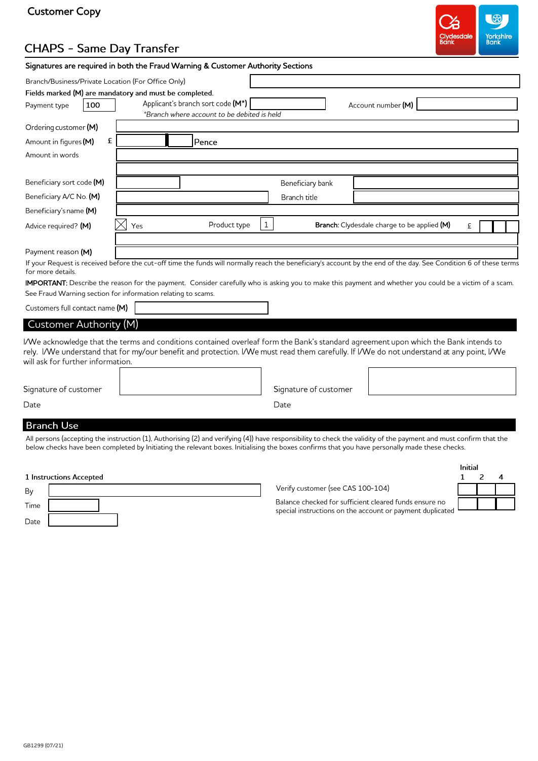Customer Copy

# CHAPS - Same Day Transfer

Clydesdale Bank | Yorkshire Bank

**Signatures are required in both the Fraud Warning & Customer Authority Sections**

Branch/Business/Private Location (For Office Only)

**Fields marked (M) are mandatory and must be completed.**

| | | | |
|---|---|---|---|
| Payment type | 100 | Applicant's branch sort code **(M\*)** *\*Branch where account to be debited is held* | Account number **(M)** |
| Ordering customer **(M)** | | | |
| Amount in figures **(M)** | £ | Pence | |
| Amount in words | | | |
| Beneficiary sort code **(M)** | | Beneficiary bank | |
| Beneficiary A/C No. **(M)** | | Branch title | |
| Beneficiary's name **(M)** | | | |
| Advice required? **(M)** | ☒ Yes | Product type 1 | **Branch:** Clydesdale charge to be applied **(M)** £ |
| Payment reason **(M)** | | | |

If your Request is received before the cut-off time the funds will normally reach the beneficiary's account by the end of the day. See Condition 6 of these terms for more details.

**IMPORTANT:** Describe the reason for the payment. Consider carefully who is asking you to make this payment and whether you could be a victim of a scam. See Fraud Warning section for information relating to scams.

Customers full contact name **(M)**

## Customer Authority (M)

I/We acknowledge that the terms and conditions contained overleaf form the Bank's standard agreement upon which the Bank intends to rely. I/We understand that for my/our benefit and protection. I/We must read them carefully. If I/We do not understand at any point, I/We will ask for further information.

| | | | |
|---|---|---|---|
| Signature of customer | | Signature of customer | |
| Date | | Date | |

## Branch Use

All persons (accepting the instruction (1), Authorising (2) and verifying (4)) have responsibility to check the validity of the payment and must confirm that the below checks have been completed by Initiating the relevant boxes. Initialising the boxes confirms that you have personally made these checks.

**1 Instructions Accepted**

| | |
|---|---|
| By | |
| Time | |
| Date | |

| | Initial 1 | 2 | 4 |
|---|---|---|---|
| Verify customer (see CAS 100-104) | | | |
| Balance checked for sufficient cleared funds ensure no special instructions on the account or payment duplicated | | | |

GB1299 (07/21)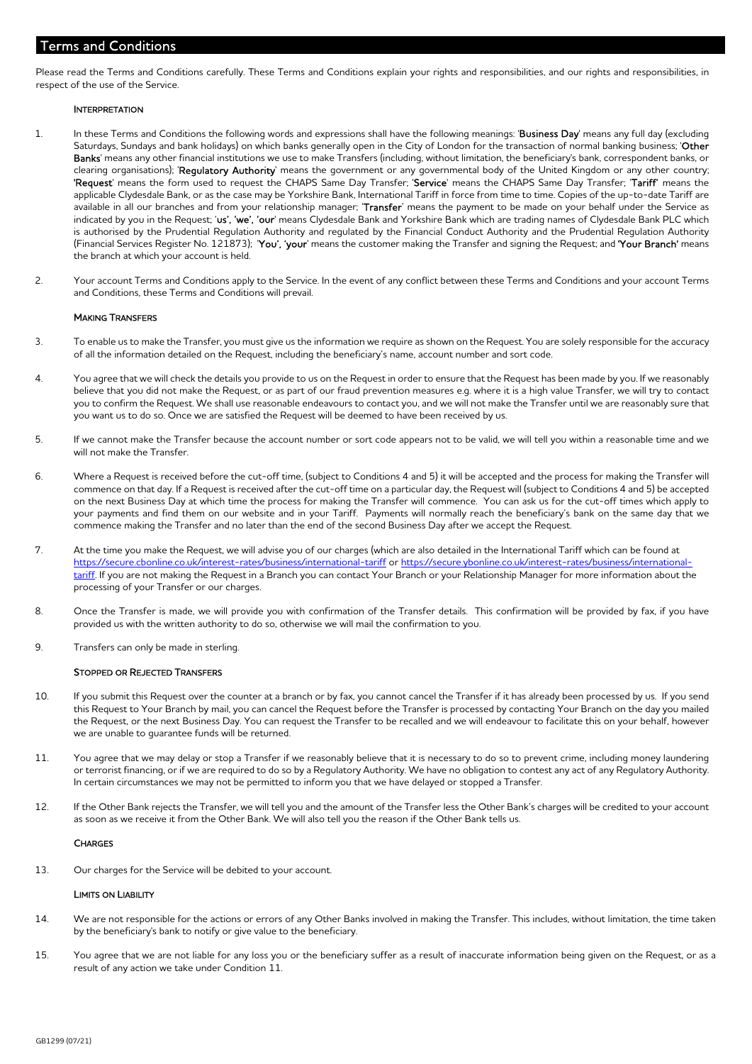## Terms and Conditions

Please read the Terms and Conditions carefully. These Terms and Conditions explain your rights and responsibilities, and our rights and responsibilities, in respect of the use of the Service.

### Interpretation

1. In these Terms and Conditions the following words and expressions shall have the following meanings: '**Business Day**' means any full day (excluding Saturdays, Sundays and bank holidays) on which banks generally open in the City of London for the transaction of normal banking business; '**Other Banks**' means any other financial institutions we use to make Transfers (including, without limitation, the beneficiary's bank, correspondent banks, or clearing organisations); '**Regulatory Authority**' means the government or any governmental body of the United Kingdom or any other country; '**Request**' means the form used to request the CHAPS Same Day Transfer; '**Service**' means the CHAPS Same Day Transfer; '**Tariff**' means the applicable Clydesdale Bank, or as the case may be Yorkshire Bank, International Tariff in force from time to time. Copies of the up-to-date Tariff are available in all our branches and from your relationship manager; '**Transfer**' means the payment to be made on your behalf under the Service as indicated by you in the Request; '**us', 'we', 'our**' means Clydesdale Bank and Yorkshire Bank which are trading names of Clydesdale Bank PLC which is authorised by the Prudential Regulation Authority and regulated by the Financial Conduct Authority and the Prudential Regulation Authority (Financial Services Register No. 121873); '**You', 'your**' means the customer making the Transfer and signing the Request; and '**Your Branch**' means the branch at which your account is held.

2. Your account Terms and Conditions apply to the Service. In the event of any conflict between these Terms and Conditions and your account Terms and Conditions, these Terms and Conditions will prevail.

### Making Transfers

3. To enable us to make the Transfer, you must give us the information we require as shown on the Request. You are solely responsible for the accuracy of all the information detailed on the Request, including the beneficiary's name, account number and sort code.

4. You agree that we will check the details you provide to us on the Request in order to ensure that the Request has been made by you. If we reasonably believe that you did not make the Request, or as part of our fraud prevention measures e.g. where it is a high value Transfer, we will try to contact you to confirm the Request. We shall use reasonable endeavours to contact you, and we will not make the Transfer until we are reasonably sure that you want us to do so. Once we are satisfied the Request will be deemed to have been received by us.

5. If we cannot make the Transfer because the account number or sort code appears not to be valid, we will tell you within a reasonable time and we will not make the Transfer.

6. Where a Request is received before the cut-off time, (subject to Conditions 4 and 5) it will be accepted and the process for making the Transfer will commence on that day. If a Request is received after the cut-off time on a particular day, the Request will (subject to Conditions 4 and 5) be accepted on the next Business Day at which time the process for making the Transfer will commence. You can ask us for the cut-off times which apply to your payments and find them on our website and in your Tariff. Payments will normally reach the beneficiary's bank on the same day that we commence making the Transfer and no later than the end of the second Business Day after we accept the Request.

7. At the time you make the Request, we will advise you of our charges (which are also detailed in the International Tariff which can be found at https://secure.cbonline.co.uk/interest-rates/business/international-tariff or https://secure.ybonline.co.uk/interest-rates/business/international-tariff. If you are not making the Request in a Branch you can contact Your Branch or your Relationship Manager for more information about the processing of your Transfer or our charges.

8. Once the Transfer is made, we will provide you with confirmation of the Transfer details. This confirmation will be provided by fax, if you have provided us with the written authority to do so, otherwise we will mail the confirmation to you.

9. Transfers can only be made in sterling.

### Stopped or Rejected Transfers

10. If you submit this Request over the counter at a branch or by fax, you cannot cancel the Transfer if it has already been processed by us. If you send this Request to Your Branch by mail, you can cancel the Request before the Transfer is processed by contacting Your Branch on the day you mailed the Request, or the next Business Day. You can request the Transfer to be recalled and we will endeavour to facilitate this on your behalf, however we are unable to guarantee funds will be returned.

11. You agree that we may delay or stop a Transfer if we reasonably believe that it is necessary to do so to prevent crime, including money laundering or terrorist financing, or if we are required to do so by a Regulatory Authority. We have no obligation to contest any act of any Regulatory Authority. In certain circumstances we may not be permitted to inform you that we have delayed or stopped a Transfer.

12. If the Other Bank rejects the Transfer, we will tell you and the amount of the Transfer less the Other Bank's charges will be credited to your account as soon as we receive it from the Other Bank. We will also tell you the reason if the Other Bank tells us.

### Charges

13. Our charges for the Service will be debited to your account.

### Limits on Liability

14. We are not responsible for the actions or errors of any Other Banks involved in making the Transfer. This includes, without limitation, the time taken by the beneficiary's bank to notify or give value to the beneficiary.

15. You agree that we are not liable for any loss you or the beneficiary suffer as a result of inaccurate information being given on the Request, or as a result of any action we take under Condition 11.

GB1299 (07/21)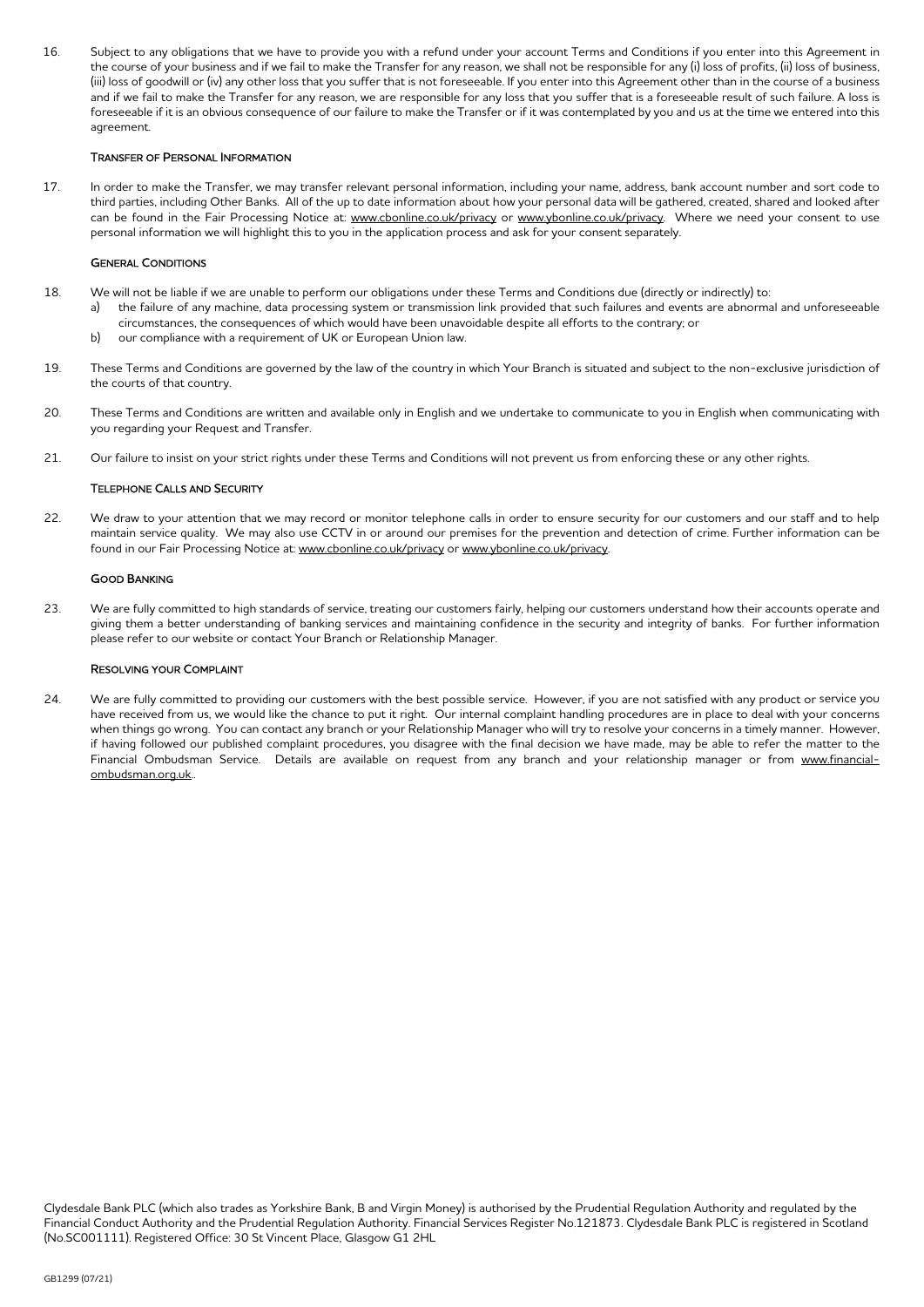16. Subject to any obligations that we have to provide you with a refund under your account Terms and Conditions if you enter into this Agreement in the course of your business and if we fail to make the Transfer for any reason, we shall not be responsible for any (i) loss of profits, (ii) loss of business, (iii) loss of goodwill or (iv) any other loss that you suffer that is not foreseeable. If you enter into this Agreement other than in the course of a business and if we fail to make the Transfer for any reason, we are responsible for any loss that you suffer that is a foreseeable result of such failure. A loss is foreseeable if it is an obvious consequence of our failure to make the Transfer or if it was contemplated by you and us at the time we entered into this agreement.

**Transfer of Personal Information**

17. In order to make the Transfer, we may transfer relevant personal information, including your name, address, bank account number and sort code to third parties, including Other Banks. All of the up to date information about how your personal data will be gathered, created, shared and looked after can be found in the Fair Processing Notice at: www.cbonline.co.uk/privacy or www.ybonline.co.uk/privacy. Where we need your consent to use personal information we will highlight this to you in the application process and ask for your consent separately.

**General Conditions**

18. We will not be liable if we are unable to perform our obligations under these Terms and Conditions due (directly or indirectly) to:
    a) the failure of any machine, data processing system or transmission link provided that such failures and events are abnormal and unforeseeable circumstances, the consequences of which would have been unavoidable despite all efforts to the contrary; or
    b) our compliance with a requirement of UK or European Union law.

19. These Terms and Conditions are governed by the law of the country in which Your Branch is situated and subject to the non-exclusive jurisdiction of the courts of that country.

20. These Terms and Conditions are written and available only in English and we undertake to communicate to you in English when communicating with you regarding your Request and Transfer.

21. Our failure to insist on your strict rights under these Terms and Conditions will not prevent us from enforcing these or any other rights.

**Telephone Calls and Security**

22. We draw to your attention that we may record or monitor telephone calls in order to ensure security for our customers and our staff and to help maintain service quality. We may also use CCTV in or around our premises for the prevention and detection of crime. Further information can be found in our Fair Processing Notice at: www.cbonline.co.uk/privacy or www.ybonline.co.uk/privacy.

**Good Banking**

23. We are fully committed to high standards of service, treating our customers fairly, helping our customers understand how their accounts operate and giving them a better understanding of banking services and maintaining confidence in the security and integrity of banks. For further information please refer to our website or contact Your Branch or Relationship Manager.

**Resolving your Complaint**

24. We are fully committed to providing our customers with the best possible service. However, if you are not satisfied with any product or service you have received from us, we would like the chance to put it right. Our internal complaint handling procedures are in place to deal with your concerns when things go wrong. You can contact any branch or your Relationship Manager who will try to resolve your concerns in a timely manner. However, if having followed our published complaint procedures, you disagree with the final decision we have made, may be able to refer the matter to the Financial Ombudsman Service. Details are available on request from any branch and your relationship manager or from www.financial-ombudsman.org.uk..

Clydesdale Bank PLC (which also trades as Yorkshire Bank, B and Virgin Money) is authorised by the Prudential Regulation Authority and regulated by the Financial Conduct Authority and the Prudential Regulation Authority. Financial Services Register No.121873. Clydesdale Bank PLC is registered in Scotland (No.SC001111). Registered Office: 30 St Vincent Place, Glasgow G1 2HL

GB1299 (07/21)